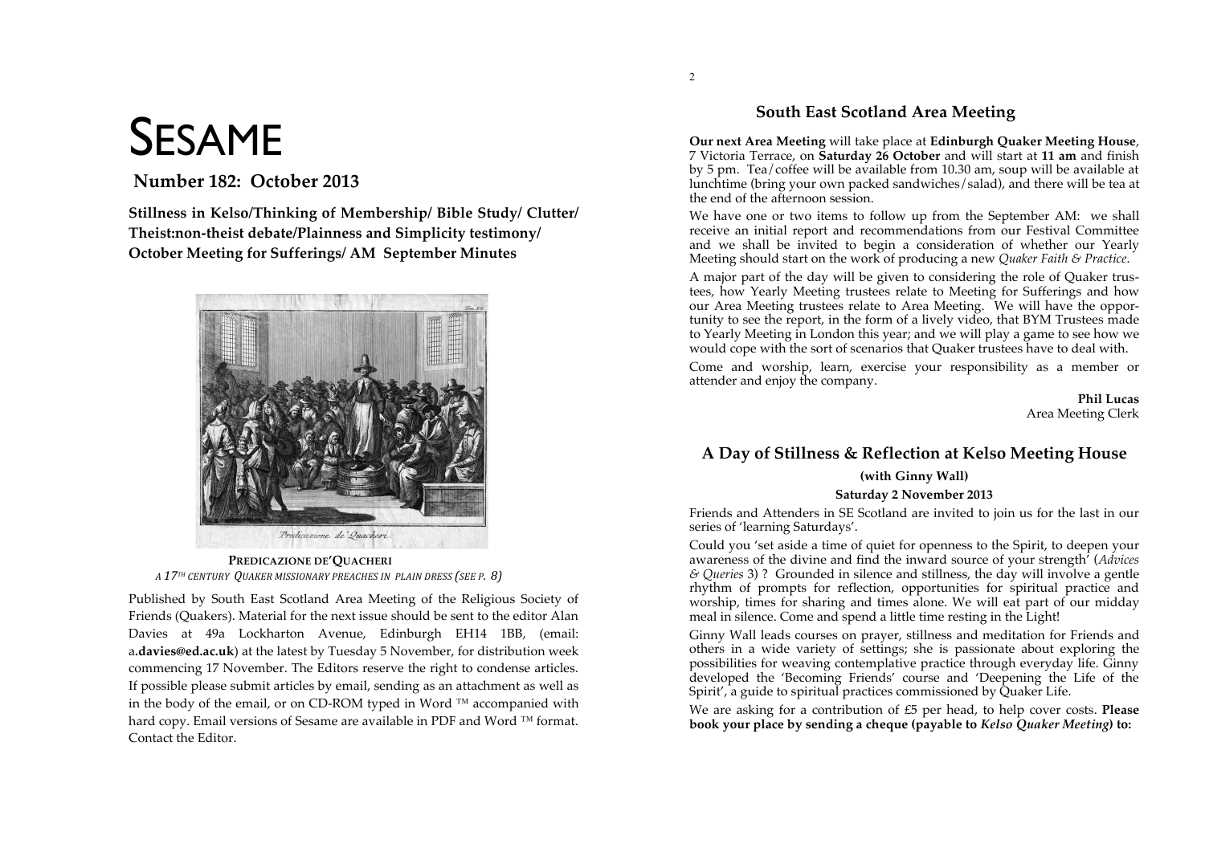# SESAME

## Number 182: October 2013

**Stillness in Kelso/Thinking of Membership/ Bible Study/ Clutter/ Theist:non-theist debate/Plainness and Simplicity testimony/ October Meeting for Sufferings/ AM September Minutes**

**PREDICAZIONE DE'QUACHERI**
*A 17TH CENTURY QUAKER MISSIONARY PREACHES IN PLAIN DRESS (SEE P. 8)*

Published by South East Scotland Area Meeting of the Religious Society of Friends (Quakers). Material for the next issue should be sent to the editor Alan Davies at 49a Lockharton Avenue, Edinburgh EH14 1BB, (email: a**.davies@ed.ac.uk**) at the latest by Tuesday 5 November, for distribution week commencing 17 November. The Editors reserve the right to condense articles. If possible please submit articles by email, sending as an attachment as well as in the body of the email, or on CD-ROM typed in Word ™ accompanied with hard copy. Email versions of Sesame are available in PDF and Word ™ format. Contact the Editor.

## South East Scotland Area Meeting

**Our next Area Meeting** will take place at **Edinburgh Quaker Meeting House**, 7 Victoria Terrace, on **Saturday 26 October** and will start at **11 am** and finish by 5 pm. Tea/coffee will be available from 10.30 am, soup will be available at lunchtime (bring your own packed sandwiches/salad), and there will be tea at the end of the afternoon session.

We have one or two items to follow up from the September AM: we shall receive an initial report and recommendations from our Festival Committee and we shall be invited to begin a consideration of whether our Yearly Meeting should start on the work of producing a new *Quaker Faith & Practice*.

A major part of the day will be given to considering the role of Quaker trustees, how Yearly Meeting trustees relate to Meeting for Sufferings and how our Area Meeting trustees relate to Area Meeting. We will have the opportunity to see the report, in the form of a lively video, that BYM Trustees made to Yearly Meeting in London this year; and we will play a game to see how we would cope with the sort of scenarios that Quaker trustees have to deal with.

Come and worship, learn, exercise your responsibility as a member or attender and enjoy the company.

**Phil Lucas**
Area Meeting Clerk

## A Day of Stillness & Reflection at Kelso Meeting House

**(with Ginny Wall)**

**Saturday 2 November 2013**

Friends and Attenders in SE Scotland are invited to join us for the last in our series of 'learning Saturdays'.

Could you 'set aside a time of quiet for openness to the Spirit, to deepen your awareness of the divine and find the inward source of your strength' (*Advices & Queries* 3) ? Grounded in silence and stillness, the day will involve a gentle rhythm of prompts for reflection, opportunities for spiritual practice and worship, times for sharing and times alone. We will eat part of our midday meal in silence. Come and spend a little time resting in the Light!

Ginny Wall leads courses on prayer, stillness and meditation for Friends and others in a wide variety of settings; she is passionate about exploring the possibilities for weaving contemplative practice through everyday life. Ginny developed the 'Becoming Friends' course and 'Deepening the Life of the Spirit', a guide to spiritual practices commissioned by Quaker Life.

We are asking for a contribution of £5 per head, to help cover costs. **Please book your place by sending a cheque (payable to *Kelso Quaker Meeting*) to:**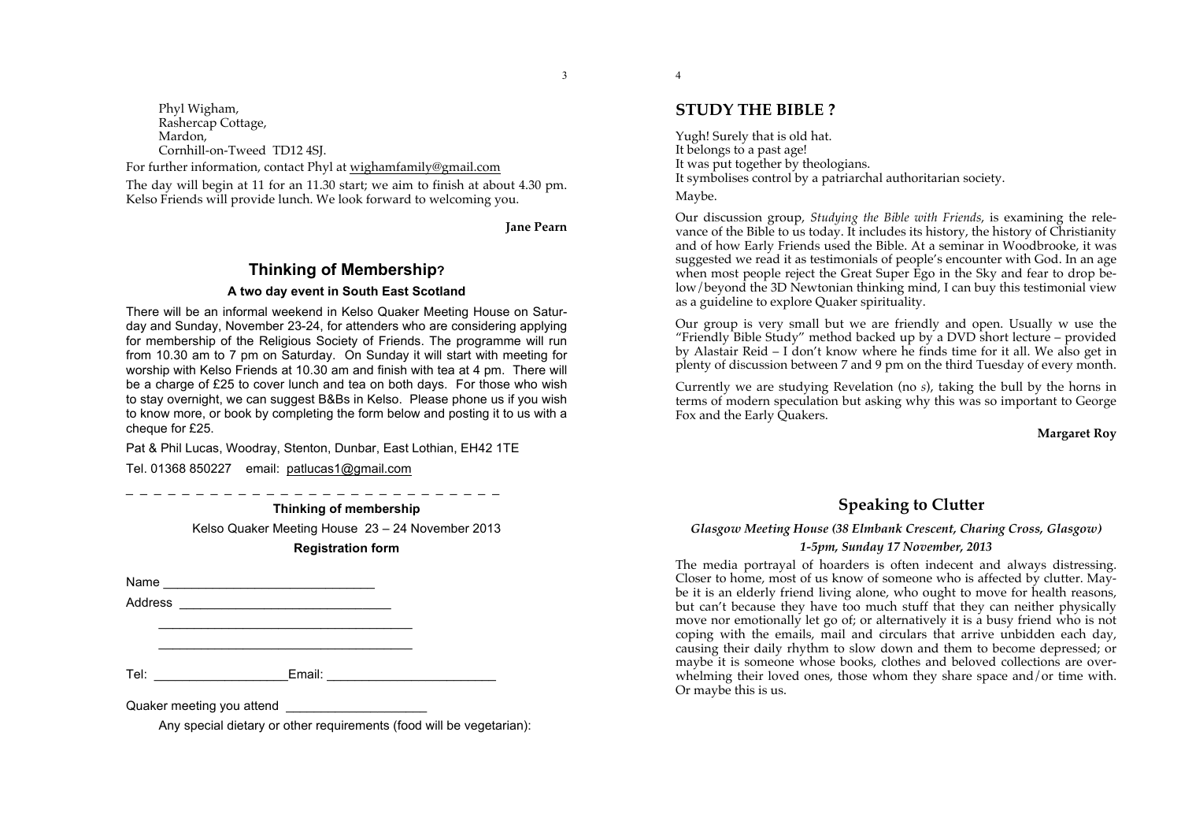Phyl Wigham,
Rashercap Cottage,
Mardon,
Cornhill-on-Tweed TD12 4SJ.

For further information, contact Phyl at wighamfamily@gmail.com

The day will begin at 11 for an 11.30 start; we aim to finish at about 4.30 pm. Kelso Friends will provide lunch. We look forward to welcoming you.

**Jane Pearn**

## Thinking of Membership?

### A two day event in South East Scotland

There will be an informal weekend in Kelso Quaker Meeting House on Saturday and Sunday, November 23-24, for attenders who are considering applying for membership of the Religious Society of Friends. The programme will run from 10.30 am to 7 pm on Saturday. On Sunday it will start with meeting for worship with Kelso Friends at 10.30 am and finish with tea at 4 pm. There will be a charge of £25 to cover lunch and tea on both days. For those who wish to stay overnight, we can suggest B&Bs in Kelso. Please phone us if you wish to know more, or book by completing the form below and posting it to us with a cheque for £25.

Pat & Phil Lucas, Woodray, Stenton, Dunbar, East Lothian, EH42 1TE

Tel. 01368 850227 email: patlucas1@gmail.com

\- - - - - - - - - - - - - - - - - - - - - - - - - - - - -

**Thinking of membership**

Kelso Quaker Meeting House 23 – 24 November 2013

**Registration form**

Name ______________________________

Address ______________________________

______________________________

______________________________

Tel: ___________________ Email: ________________________

Quaker meeting you attend ____________________

Any special dietary or other requirements (food will be vegetarian):

## STUDY THE BIBLE ?

Yugh! Surely that is old hat.
It belongs to a past age!
It was put together by theologians.
It symbolises control by a patriarchal authoritarian society.

Maybe.

Our discussion group, *Studying the Bible with Friends*, is examining the relevance of the Bible to us today. It includes its history, the history of Christianity and of how Early Friends used the Bible. At a seminar in Woodbrooke, it was suggested we read it as testimonials of people's encounter with God. In an age when most people reject the Great Super Ego in the Sky and fear to drop below/beyond the 3D Newtonian thinking mind, I can buy this testimonial view as a guideline to explore Quaker spirituality.

Our group is very small but we are friendly and open. Usually w use the "Friendly Bible Study" method backed up by a DVD short lecture – provided by Alastair Reid – I don't know where he finds time for it all. We also get in plenty of discussion between 7 and 9 pm on the third Tuesday of every month.

Currently we are studying Revelation (no *s*), taking the bull by the horns in terms of modern speculation but asking why this was so important to George Fox and the Early Quakers.

**Margaret Roy**

## Speaking to Clutter

***Glasgow Meeting House (38 Elmbank Crescent, Charing Cross, Glasgow)***

***1-5pm, Sunday 17 November, 2013***

The media portrayal of hoarders is often indecent and always distressing. Closer to home, most of us know of someone who is affected by clutter. Maybe it is an elderly friend living alone, who ought to move for health reasons, but can't because they have too much stuff that they can neither physically move nor emotionally let go of; or alternatively it is a busy friend who is not coping with the emails, mail and circulars that arrive unbidden each day, causing their daily rhythm to slow down and them to become depressed; or maybe it is someone whose books, clothes and beloved collections are overwhelming their loved ones, those whom they share space and/or time with. Or maybe this is us.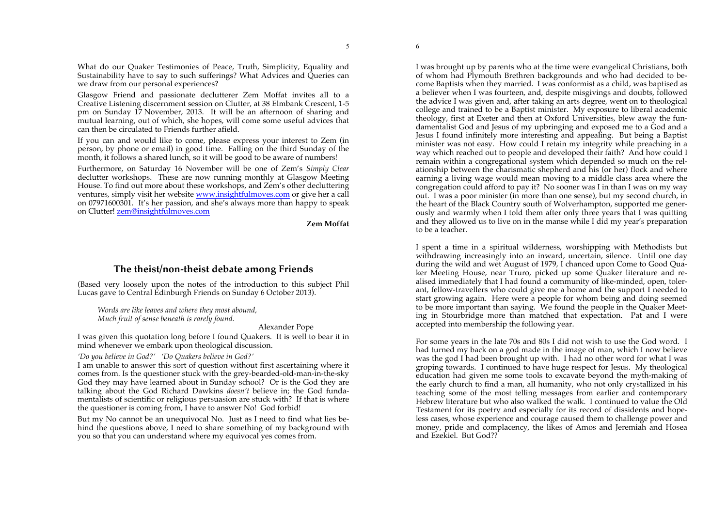What do our Quaker Testimonies of Peace, Truth, Simplicity, Equality and Sustainability have to say to such sufferings? What Advices and Queries can we draw from our personal experiences?

Glasgow Friend and passionate declutterer Zem Moffat invites all to a Creative Listening discernment session on Clutter, at 38 Elmbank Crescent, 1-5 pm on Sunday 17 November, 2013. It will be an afternoon of sharing and mutual learning, out of which, she hopes, will come some useful advices that can then be circulated to Friends further afield.

If you can and would like to come, please express your interest to Zem (in person, by phone or email) in good time. Falling on the third Sunday of the month, it follows a shared lunch, so it will be good to be aware of numbers!

Furthermore, on Saturday 16 November will be one of Zem's *Simply Clear* declutter workshops. These are now running monthly at Glasgow Meeting House. To find out more about these workshops, and Zem's other decluttering ventures, simply visit her website www.insightfulmoves.com or give her a call on 07971600301. It's her passion, and she's always more than happy to speak on Clutter! zem@insightfulmoves.com

**Zem Moffat**

## The theist/non-theist debate among Friends

(Based very loosely upon the notes of the introduction to this subject Phil Lucas gave to Central Edinburgh Friends on Sunday 6 October 2013).

> *Words are like leaves and where they most abound,*
> *Much fruit of sense beneath is rarely found.*
>
> Alexander Pope

I was given this quotation long before I found Quakers. It is well to bear it in mind whenever we embark upon theological discussion.

*'Do you believe in God?' 'Do Quakers believe in God?'*

I am unable to answer this sort of question without first ascertaining where it comes from. Is the questioner stuck with the grey-bearded-old-man-in-the-sky God they may have learned about in Sunday school? Or is the God they are talking about the God Richard Dawkins *doesn't* believe in; the God fundamentalists of scientific or religious persuasion are stuck with? If that is where the questioner is coming from, I have to answer No! God forbid!

But my No cannot be an unequivocal No. Just as I need to find what lies behind the questions above, I need to share something of my background with you so that you can understand where my equivocal yes comes from.

I was brought up by parents who at the time were evangelical Christians, both of whom had Plymouth Brethren backgrounds and who had decided to become Baptists when they married. I was conformist as a child, was baptised as a believer when I was fourteen, and, despite misgivings and doubts, followed the advice I was given and, after taking an arts degree, went on to theological college and trained to be a Baptist minister. My exposure to liberal academic theology, first at Exeter and then at Oxford Universities, blew away the fundamentalist God and Jesus of my upbringing and exposed me to a God and a Jesus I found infinitely more interesting and appealing. But being a Baptist minister was not easy. How could I retain my integrity while preaching in a way which reached out to people and developed their faith? And how could I remain within a congregational system which depended so much on the relationship between the charismatic shepherd and his (or her) flock and where earning a living wage would mean moving to a middle class area where the congregation could afford to pay it? No sooner was I in than I was on my way out. I was a poor minister (in more than one sense), but my second church, in the heart of the Black Country south of Wolverhampton, supported me generously and warmly when I told them after only three years that I was quitting and they allowed us to live on in the manse while I did my year's preparation to be a teacher.

I spent a time in a spiritual wilderness, worshipping with Methodists but withdrawing increasingly into an inward, uncertain, silence. Until one day during the wild and wet August of 1979, I chanced upon Come to Good Quaker Meeting House, near Truro, picked up some Quaker literature and realised immediately that I had found a community of like-minded, open, tolerant, fellow-travellers who could give me a home and the support I needed to start growing again. Here were a people for whom being and doing seemed to be more important than saying. We found the people in the Quaker Meeting in Stourbridge more than matched that expectation. Pat and I were accepted into membership the following year.

For some years in the late 70s and 80s I did not wish to use the God word. I had turned my back on a god made in the image of man, which I now believe was the god I had been brought up with. I had no other word for what I was groping towards. I continued to have huge respect for Jesus. My theological education had given me some tools to excavate beyond the myth-making of the early church to find a man, all humanity, who not only crystallized in his teaching some of the most telling messages from earlier and contemporary Hebrew literature but who also walked the walk. I continued to value the Old Testament for its poetry and especially for its record of dissidents and hopeless cases, whose experience and courage caused them to challenge power and money, pride and complacency, the likes of Amos and Jeremiah and Hosea and Ezekiel. But God??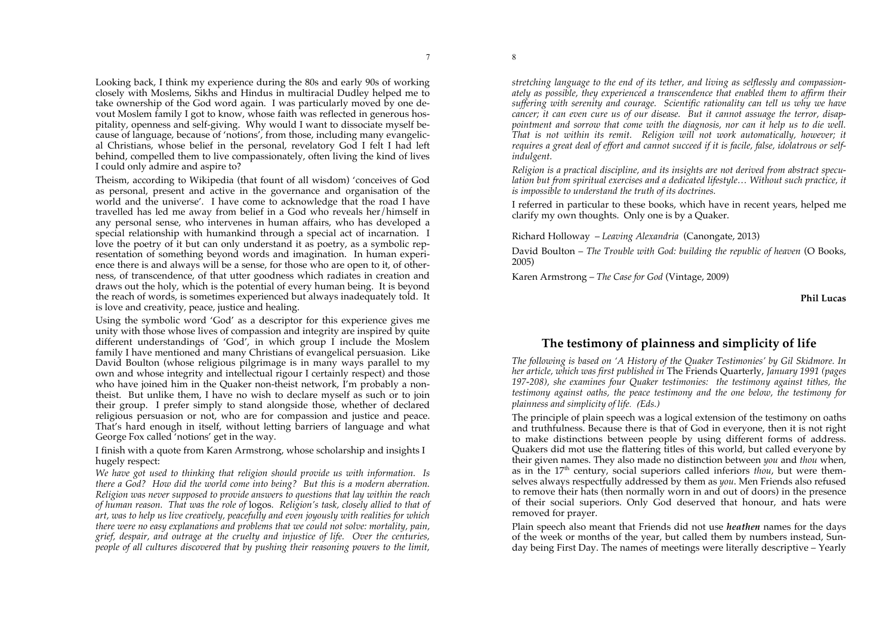Looking back, I think my experience during the 80s and early 90s of working closely with Moslems, Sikhs and Hindus in multiracial Dudley helped me to take ownership of the God word again. I was particularly moved by one devout Moslem family I got to know, whose faith was reflected in generous hospitality, openness and self-giving. Why would I want to dissociate myself because of language, because of 'notions', from those, including many evangelical Christians, whose belief in the personal, revelatory God I felt I had left behind, compelled them to live compassionately, often living the kind of lives I could only admire and aspire to?

Theism, according to Wikipedia (that fount of all wisdom) 'conceives of God as personal, present and active in the governance and organisation of the world and the universe'. I have come to acknowledge that the road I have travelled has led me away from belief in a God who reveals her/himself in any personal sense, who intervenes in human affairs, who has developed a special relationship with humankind through a special act of incarnation. I love the poetry of it but can only understand it as poetry, as a symbolic representation of something beyond words and imagination. In human experience there is and always will be a sense, for those who are open to it, of otherness, of transcendence, of that utter goodness which radiates in creation and draws out the holy, which is the potential of every human being. It is beyond the reach of words, is sometimes experienced but always inadequately told. It is love and creativity, peace, justice and healing.

Using the symbolic word 'God' as a descriptor for this experience gives me unity with those whose lives of compassion and integrity are inspired by quite different understandings of 'God', in which group I include the Moslem family I have mentioned and many Christians of evangelical persuasion. Like David Boulton (whose religious pilgrimage is in many ways parallel to my own and whose integrity and intellectual rigour I certainly respect) and those who have joined him in the Quaker non-theist network, I'm probably a non-theist. But unlike them, I have no wish to declare myself as such or to join their group. I prefer simply to stand alongside those, whether of declared religious persuasion or not, who are for compassion and justice and peace. That's hard enough in itself, without letting barriers of language and what George Fox called 'notions' get in the way.

I finish with a quote from Karen Armstrong, whose scholarship and insights I hugely respect:

*We have got used to thinking that religion should provide us with information. Is there a God? How did the world come into being? But this is a modern aberration. Religion was never supposed to provide answers to questions that lay within the reach of human reason. That was the role of* logos. *Religion's task, closely allied to that of art, was to help us live creatively, peacefully and even joyously with realities for which there were no easy explanations and problems that we could not solve: mortality, pain, grief, despair, and outrage at the cruelty and injustice of life. Over the centuries, people of all cultures discovered that by pushing their reasoning powers to the limit, stretching language to the end of its tether, and living as selflessly and compassionately as possible, they experienced a transcendence that enabled them to affirm their suffering with serenity and courage. Scientific rationality can tell us why we have cancer; it can even cure us of our disease. But it cannot assuage the terror, disappointment and sorrow that come with the diagnosis, nor can it help us to die well. That is not within its remit. Religion will not work automatically, however; it requires a great deal of effort and cannot succeed if it is facile, false, idolatrous or self-indulgent.*

*Religion is a practical discipline, and its insights are not derived from abstract speculation but from spiritual exercises and a dedicated lifestyle… Without such practice, it is impossible to understand the truth of its doctrines.*

I referred in particular to these books, which have in recent years, helped me clarify my own thoughts. Only one is by a Quaker.

Richard Holloway – *Leaving Alexandria* (Canongate, 2013)

David Boulton – *The Trouble with God: building the republic of heaven* (O Books, 2005)

Karen Armstrong – *The Case for God* (Vintage, 2009)

**Phil Lucas**

## The testimony of plainness and simplicity of life

*The following is based on 'A History of the Quaker Testimonies' by Gil Skidmore. In her article, which was first published in* The Friends Quarterly, *January 1991 (pages 197-208), she examines four Quaker testimonies: the testimony against tithes, the testimony against oaths, the peace testimony and the one below, the testimony for plainness and simplicity of life. (Eds.)*

The principle of plain speech was a logical extension of the testimony on oaths and truthfulness. Because there is that of God in everyone, then it is not right to make distinctions between people by using different forms of address. Quakers did mot use the flattering titles of this world, but called everyone by their given names. They also made no distinction between *you* and *thou* when, as in the 17th century, social superiors called inferiors *thou*, but were themselves always respectfully addressed by them as *you*. Men Friends also refused to remove their hats (then normally worn in and out of doors) in the presence of their social superiors. Only God deserved that honour, and hats were removed for prayer.

Plain speech also meant that Friends did not use ***heathen*** names for the days of the week or months of the year, but called them by numbers instead, Sunday being First Day. The names of meetings were literally descriptive – Yearly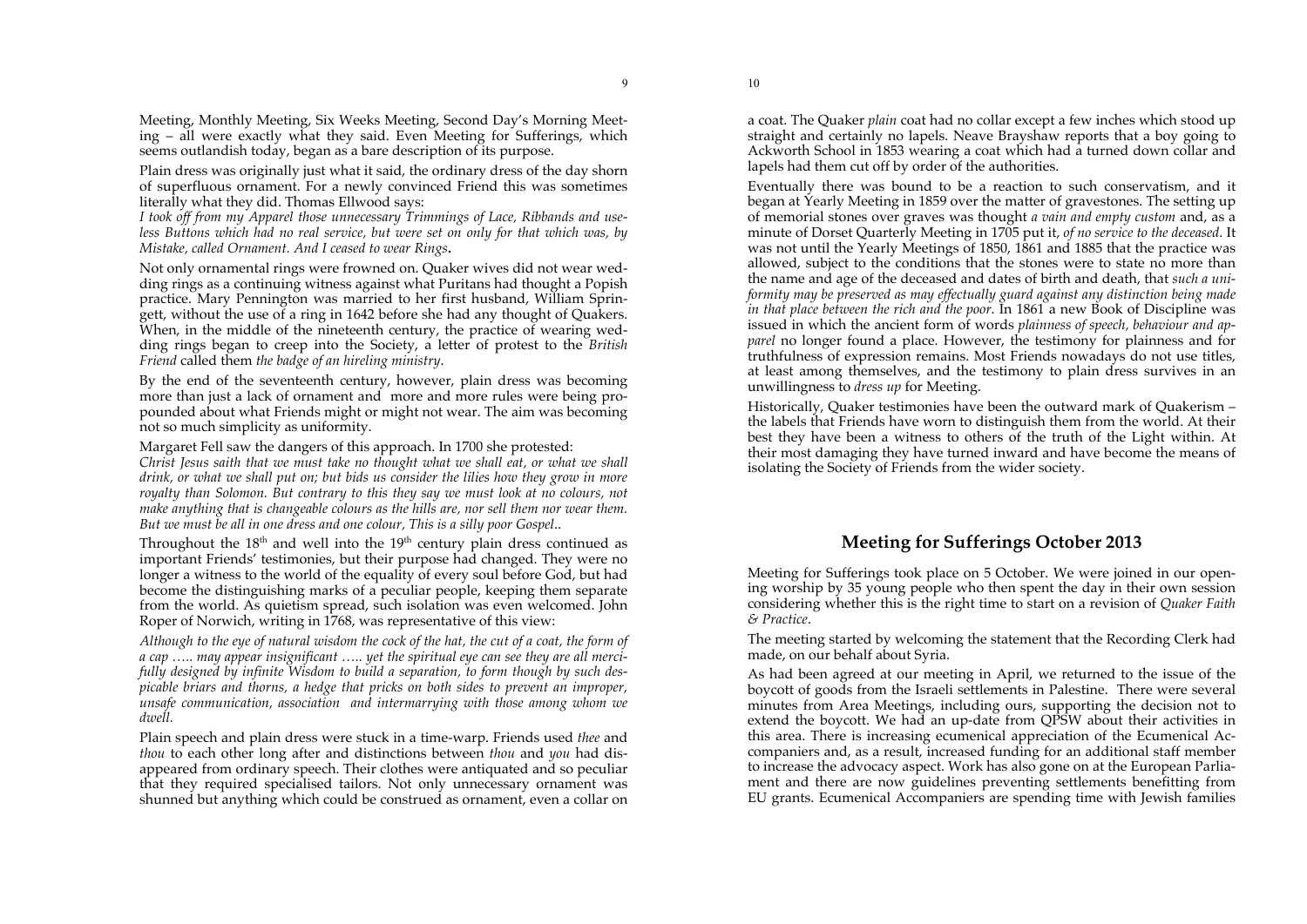Meeting, Monthly Meeting, Six Weeks Meeting, Second Day's Morning Meeting – all were exactly what they said. Even Meeting for Sufferings, which seems outlandish today, began as a bare description of its purpose.

Plain dress was originally just what it said, the ordinary dress of the day shorn of superfluous ornament. For a newly convinced Friend this was sometimes literally what they did. Thomas Ellwood says:

*I took off from my Apparel those unnecessary Trimmings of Lace, Ribbands and useless Buttons which had no real service, but were set on only for that which was, by Mistake, called Ornament. And I ceased to wear Rings***.**

Not only ornamental rings were frowned on. Quaker wives did not wear wedding rings as a continuing witness against what Puritans had thought a Popish practice. Mary Pennington was married to her first husband, William Springett, without the use of a ring in 1642 before she had any thought of Quakers. When, in the middle of the nineteenth century, the practice of wearing wedding rings began to creep into the Society, a letter of protest to the *British Friend* called them *the badge of an hireling ministry*.

By the end of the seventeenth century, however, plain dress was becoming more than just a lack of ornament and more and more rules were being propounded about what Friends might or might not wear. The aim was becoming not so much simplicity as uniformity.

Margaret Fell saw the dangers of this approach. In 1700 she protested:

*Christ Jesus saith that we must take no thought what we shall eat, or what we shall drink, or what we shall put on; but bids us consider the lilies how they grow in more royalty than Solomon. But contrary to this they say we must look at no colours, not make anything that is changeable colours as the hills are, nor sell them nor wear them. But we must be all in one dress and one colour, This is a silly poor Gospel*..

Throughout the 18th and well into the 19th century plain dress continued as important Friends' testimonies, but their purpose had changed. They were no longer a witness to the world of the equality of every soul before God, but had become the distinguishing marks of a peculiar people, keeping them separate from the world. As quietism spread, such isolation was even welcomed. John Roper of Norwich, writing in 1768, was representative of this view:

*Although to the eye of natural wisdom the cock of the hat, the cut of a coat, the form of a cap ….. may appear insignificant ….. yet the spiritual eye can see they are all mercifully designed by infinite Wisdom to build a separation, to form though by such despicable briars and thorns, a hedge that pricks on both sides to prevent an improper, unsafe communication, association and intermarrying with those among whom we dwell.*

Plain speech and plain dress were stuck in a time-warp. Friends used *thee* and *thou* to each other long after and distinctions between *thou* and *you* had disappeared from ordinary speech. Their clothes were antiquated and so peculiar that they required specialised tailors. Not only unnecessary ornament was shunned but anything which could be construed as ornament, even a collar on a coat. The Quaker *plain* coat had no collar except a few inches which stood up straight and certainly no lapels. Neave Brayshaw reports that a boy going to Ackworth School in 1853 wearing a coat which had a turned down collar and lapels had them cut off by order of the authorities.

Eventually there was bound to be a reaction to such conservatism, and it began at Yearly Meeting in 1859 over the matter of gravestones. The setting up of memorial stones over graves was thought *a vain and empty custom* and, as a minute of Dorset Quarterly Meeting in 1705 put it, *of no service to the deceased*. It was not until the Yearly Meetings of 1850, 1861 and 1885 that the practice was allowed, subject to the conditions that the stones were to state no more than the name and age of the deceased and dates of birth and death, that *such a uniformity may be preserved as may effectually guard against any distinction being made in that place between the rich and the poor*. In 1861 a new Book of Discipline was issued in which the ancient form of words *plainness of speech, behaviour and apparel* no longer found a place. However, the testimony for plainness and for truthfulness of expression remains. Most Friends nowadays do not use titles, at least among themselves, and the testimony to plain dress survives in an unwillingness to *dress up* for Meeting.

Historically, Quaker testimonies have been the outward mark of Quakerism – the labels that Friends have worn to distinguish them from the world. At their best they have been a witness to others of the truth of the Light within. At their most damaging they have turned inward and have become the means of isolating the Society of Friends from the wider society.

## Meeting for Sufferings October 2013

Meeting for Sufferings took place on 5 October. We were joined in our opening worship by 35 young people who then spent the day in their own session considering whether this is the right time to start on a revision of *Quaker Faith & Practice*.

The meeting started by welcoming the statement that the Recording Clerk had made, on our behalf about Syria.

As had been agreed at our meeting in April, we returned to the issue of the boycott of goods from the Israeli settlements in Palestine. There were several minutes from Area Meetings, including ours, supporting the decision not to extend the boycott. We had an up-date from QPSW about their activities in this area. There is increasing ecumenical appreciation of the Ecumenical Accompaniers and, as a result, increased funding for an additional staff member to increase the advocacy aspect. Work has also gone on at the European Parliament and there are now guidelines preventing settlements benefitting from EU grants. Ecumenical Accompaniers are spending time with Jewish families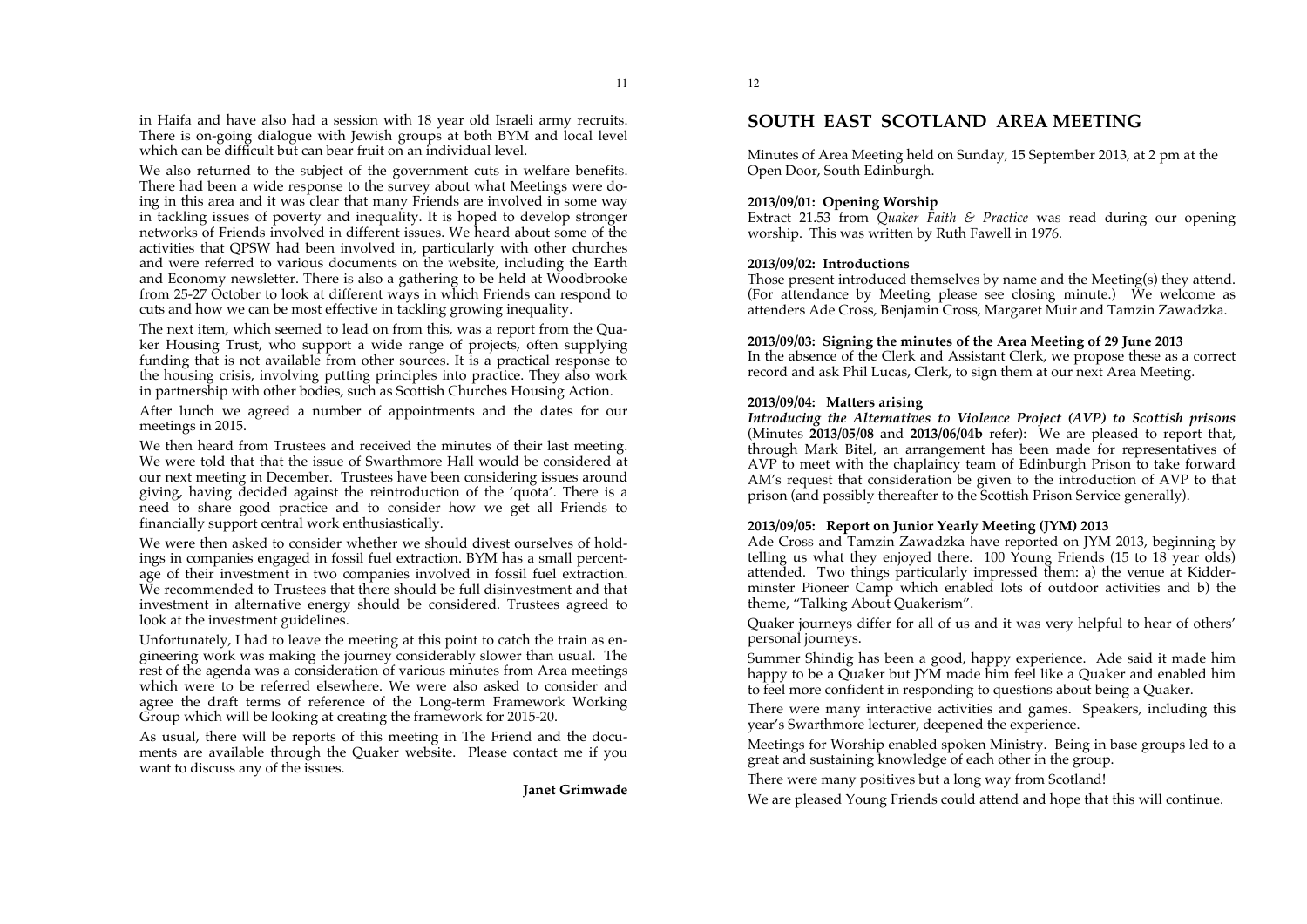in Haifa and have also had a session with 18 year old Israeli army recruits. There is on-going dialogue with Jewish groups at both BYM and local level which can be difficult but can bear fruit on an individual level.

We also returned to the subject of the government cuts in welfare benefits. There had been a wide response to the survey about what Meetings were doing in this area and it was clear that many Friends are involved in some way in tackling issues of poverty and inequality. It is hoped to develop stronger networks of Friends involved in different issues. We heard about some of the activities that QPSW had been involved in, particularly with other churches and were referred to various documents on the website, including the Earth and Economy newsletter. There is also a gathering to be held at Woodbrooke from 25-27 October to look at different ways in which Friends can respond to cuts and how we can be most effective in tackling growing inequality.

The next item, which seemed to lead on from this, was a report from the Quaker Housing Trust, who support a wide range of projects, often supplying funding that is not available from other sources. It is a practical response to the housing crisis, involving putting principles into practice. They also work in partnership with other bodies, such as Scottish Churches Housing Action.

After lunch we agreed a number of appointments and the dates for our meetings in 2015.

We then heard from Trustees and received the minutes of their last meeting. We were told that that the issue of Swarthmore Hall would be considered at our next meeting in December. Trustees have been considering issues around giving, having decided against the reintroduction of the 'quota'. There is a need to share good practice and to consider how we get all Friends to financially support central work enthusiastically.

We were then asked to consider whether we should divest ourselves of holdings in companies engaged in fossil fuel extraction. BYM has a small percentage of their investment in two companies involved in fossil fuel extraction. We recommended to Trustees that there should be full disinvestment and that investment in alternative energy should be considered. Trustees agreed to look at the investment guidelines.

Unfortunately, I had to leave the meeting at this point to catch the train as engineering work was making the journey considerably slower than usual. The rest of the agenda was a consideration of various minutes from Area meetings which were to be referred elsewhere. We were also asked to consider and agree the draft terms of reference of the Long-term Framework Working Group which will be looking at creating the framework for 2015-20.

As usual, there will be reports of this meeting in The Friend and the documents are available through the Quaker website. Please contact me if you want to discuss any of the issues.

**Janet Grimwade**

## SOUTH EAST SCOTLAND AREA MEETING

Minutes of Area Meeting held on Sunday, 15 September 2013, at 2 pm at the Open Door, South Edinburgh.

**2013/09/01: Opening Worship**
Extract 21.53 from *Quaker Faith & Practice* was read during our opening worship. This was written by Ruth Fawell in 1976.

**2013/09/02: Introductions**
Those present introduced themselves by name and the Meeting(s) they attend. (For attendance by Meeting please see closing minute.) We welcome as attenders Ade Cross, Benjamin Cross, Margaret Muir and Tamzin Zawadzka.

**2013/09/03: Signing the minutes of the Area Meeting of 29 June 2013**
In the absence of the Clerk and Assistant Clerk, we propose these as a correct record and ask Phil Lucas, Clerk, to sign them at our next Area Meeting.

**2013/09/04: Matters arising**
***Introducing the Alternatives to Violence Project (AVP) to Scottish prisons*** (Minutes **2013/05/08** and **2013/06/04b** refer): We are pleased to report that, through Mark Bitel, an arrangement has been made for representatives of AVP to meet with the chaplaincy team of Edinburgh Prison to take forward AM's request that consideration be given to the introduction of AVP to that prison (and possibly thereafter to the Scottish Prison Service generally).

**2013/09/05: Report on Junior Yearly Meeting (JYM) 2013**
Ade Cross and Tamzin Zawadzka have reported on JYM 2013, beginning by telling us what they enjoyed there. 100 Young Friends (15 to 18 year olds) attended. Two things particularly impressed them: a) the venue at Kidderminster Pioneer Camp which enabled lots of outdoor activities and b) the theme, "Talking About Quakerism".

Quaker journeys differ for all of us and it was very helpful to hear of others' personal journeys.

Summer Shindig has been a good, happy experience. Ade said it made him happy to be a Quaker but JYM made him feel like a Quaker and enabled him to feel more confident in responding to questions about being a Quaker.

There were many interactive activities and games. Speakers, including this year's Swarthmore lecturer, deepened the experience.

Meetings for Worship enabled spoken Ministry. Being in base groups led to a great and sustaining knowledge of each other in the group.

There were many positives but a long way from Scotland!

We are pleased Young Friends could attend and hope that this will continue.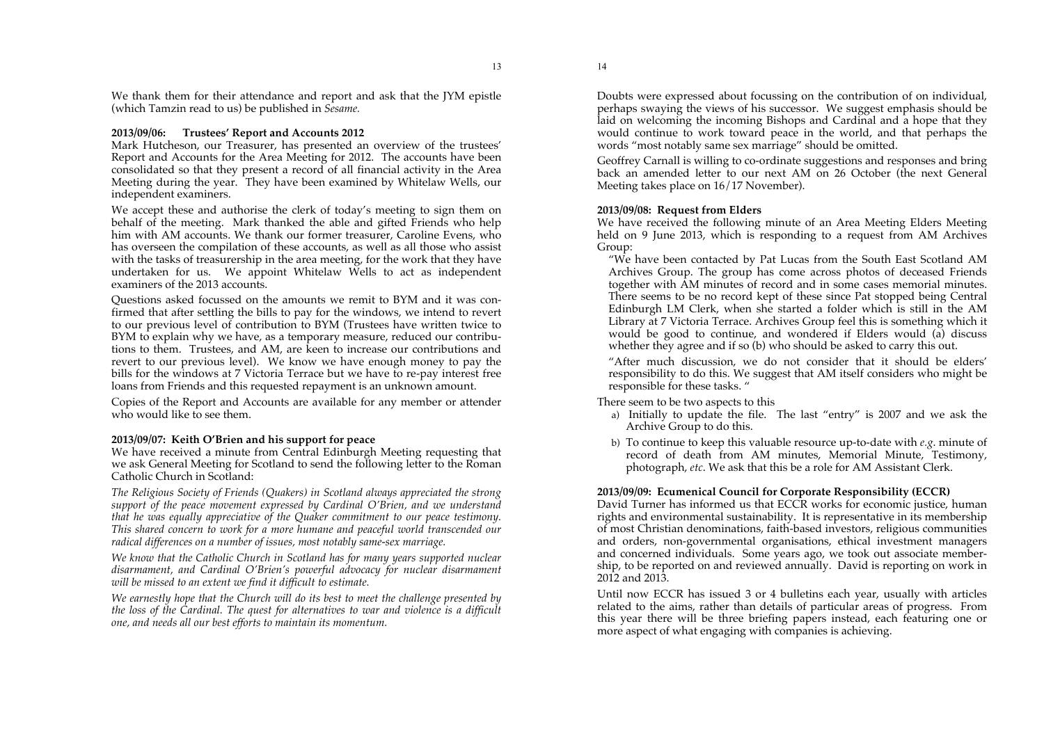We thank them for their attendance and report and ask that the JYM epistle (which Tamzin read to us) be published in *Sesame.*

**2013/09/06: Trustees' Report and Accounts 2012**

Mark Hutcheson, our Treasurer, has presented an overview of the trustees' Report and Accounts for the Area Meeting for 2012. The accounts have been consolidated so that they present a record of all financial activity in the Area Meeting during the year. They have been examined by Whitelaw Wells, our independent examiners.

We accept these and authorise the clerk of today's meeting to sign them on behalf of the meeting. Mark thanked the able and gifted Friends who help him with AM accounts. We thank our former treasurer, Caroline Evens, who has overseen the compilation of these accounts, as well as all those who assist with the tasks of treasurership in the area meeting, for the work that they have undertaken for us. We appoint Whitelaw Wells to act as independent examiners of the 2013 accounts.

Questions asked focussed on the amounts we remit to BYM and it was confirmed that after settling the bills to pay for the windows, we intend to revert to our previous level of contribution to BYM (Trustees have written twice to BYM to explain why we have, as a temporary measure, reduced our contributions to them. Trustees, and AM, are keen to increase our contributions and revert to our previous level). We know we have enough money to pay the bills for the windows at 7 Victoria Terrace but we have to re-pay interest free loans from Friends and this requested repayment is an unknown amount.

Copies of the Report and Accounts are available for any member or attender who would like to see them.

**2013/09/07: Keith O'Brien and his support for peace**

We have received a minute from Central Edinburgh Meeting requesting that we ask General Meeting for Scotland to send the following letter to the Roman Catholic Church in Scotland:

*The Religious Society of Friends (Quakers) in Scotland always appreciated the strong support of the peace movement expressed by Cardinal O'Brien, and we understand that he was equally appreciative of the Quaker commitment to our peace testimony. This shared concern to work for a more humane and peaceful world transcended our radical differences on a number of issues, most notably same-sex marriage.*

*We know that the Catholic Church in Scotland has for many years supported nuclear disarmament, and Cardinal O'Brien's powerful advocacy for nuclear disarmament will be missed to an extent we find it difficult to estimate.*

*We earnestly hope that the Church will do its best to meet the challenge presented by the loss of the Cardinal. The quest for alternatives to war and violence is a difficult one, and needs all our best efforts to maintain its momentum.*

Doubts were expressed about focussing on the contribution of on individual, perhaps swaying the views of his successor. We suggest emphasis should be laid on welcoming the incoming Bishops and Cardinal and a hope that they would continue to work toward peace in the world, and that perhaps the words "most notably same sex marriage" should be omitted.

Geoffrey Carnall is willing to co-ordinate suggestions and responses and bring back an amended letter to our next AM on 26 October (the next General Meeting takes place on 16/17 November).

**2013/09/08: Request from Elders**

We have received the following minute of an Area Meeting Elders Meeting held on 9 June 2013, which is responding to a request from AM Archives Group:

"We have been contacted by Pat Lucas from the South East Scotland AM Archives Group. The group has come across photos of deceased Friends together with AM minutes of record and in some cases memorial minutes. There seems to be no record kept of these since Pat stopped being Central Edinburgh LM Clerk, when she started a folder which is still in the AM Library at 7 Victoria Terrace. Archives Group feel this is something which it would be good to continue, and wondered if Elders would (a) discuss whether they agree and if so (b) who should be asked to carry this out.

"After much discussion, we do not consider that it should be elders' responsibility to do this. We suggest that AM itself considers who might be responsible for these tasks. "

There seem to be two aspects to this

a) Initially to update the file. The last "entry" is 2007 and we ask the Archive Group to do this.
b) To continue to keep this valuable resource up-to-date with *e.g.* minute of record of death from AM minutes, Memorial Minute, Testimony, photograph, *etc*. We ask that this be a role for AM Assistant Clerk.

**2013/09/09: Ecumenical Council for Corporate Responsibility (ECCR)**

David Turner has informed us that ECCR works for economic justice, human rights and environmental sustainability. It is representative in its membership of most Christian denominations, faith-based investors, religious communities and orders, non-governmental organisations, ethical investment managers and concerned individuals. Some years ago, we took out associate membership, to be reported on and reviewed annually. David is reporting on work in 2012 and 2013.

Until now ECCR has issued 3 or 4 bulletins each year, usually with articles related to the aims, rather than details of particular areas of progress. From this year there will be three briefing papers instead, each featuring one or more aspect of what engaging with companies is achieving.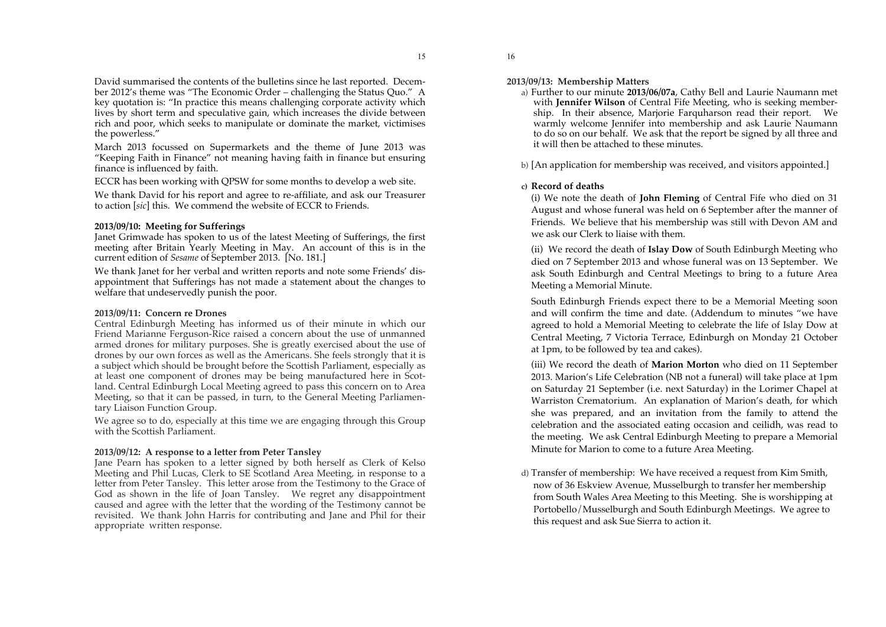David summarised the contents of the bulletins since he last reported. December 2012's theme was "The Economic Order – challenging the Status Quo." A key quotation is: "In practice this means challenging corporate activity which lives by short term and speculative gain, which increases the divide between rich and poor, which seeks to manipulate or dominate the market, victimises the powerless."

March 2013 focussed on Supermarkets and the theme of June 2013 was "Keeping Faith in Finance" not meaning having faith in finance but ensuring finance is influenced by faith.

ECCR has been working with QPSW for some months to develop a web site.

We thank David for his report and agree to re-affiliate, and ask our Treasurer to action [*sic*] this. We commend the website of ECCR to Friends.

**2013/09/10: Meeting for Sufferings**

Janet Grimwade has spoken to us of the latest Meeting of Sufferings, the first meeting after Britain Yearly Meeting in May. An account of this is in the current edition of *Sesame* of September 2013. [No. 181.]

We thank Janet for her verbal and written reports and note some Friends' disappointment that Sufferings has not made a statement about the changes to welfare that undeservedly punish the poor.

**2013/09/11: Concern re Drones**

Central Edinburgh Meeting has informed us of their minute in which our Friend Marianne Ferguson-Rice raised a concern about the use of unmanned armed drones for military purposes. She is greatly exercised about the use of drones by our own forces as well as the Americans. She feels strongly that it is a subject which should be brought before the Scottish Parliament, especially as at least one component of drones may be being manufactured here in Scotland. Central Edinburgh Local Meeting agreed to pass this concern on to Area Meeting, so that it can be passed, in turn, to the General Meeting Parliamentary Liaison Function Group.

We agree so to do, especially at this time we are engaging through this Group with the Scottish Parliament.

**2013/09/12: A response to a letter from Peter Tansley**

Jane Pearn has spoken to a letter signed by both herself as Clerk of Kelso Meeting and Phil Lucas, Clerk to SE Scotland Area Meeting, in response to a letter from Peter Tansley. This letter arose from the Testimony to the Grace of God as shown in the life of Joan Tansley. We regret any disappointment caused and agree with the letter that the wording of the Testimony cannot be revisited. We thank John Harris for contributing and Jane and Phil for their appropriate written response.

**2013/09/13: Membership Matters**

a) Further to our minute **2013/06/07a**, Cathy Bell and Laurie Naumann met with **Jennifer Wilson** of Central Fife Meeting, who is seeking membership. In their absence, Marjorie Farquharson read their report. We warmly welcome Jennifer into membership and ask Laurie Naumann to do so on our behalf. We ask that the report be signed by all three and it will then be attached to these minutes.

b) [An application for membership was received, and visitors appointed.]

c) **Record of deaths**

(i) We note the death of **John Fleming** of Central Fife who died on 31 August and whose funeral was held on 6 September after the manner of Friends. We believe that his membership was still with Devon AM and we ask our Clerk to liaise with them.

(ii) We record the death of **Islay Dow** of South Edinburgh Meeting who died on 7 September 2013 and whose funeral was on 13 September. We ask South Edinburgh and Central Meetings to bring to a future Area Meeting a Memorial Minute.

South Edinburgh Friends expect there to be a Memorial Meeting soon and will confirm the time and date. (Addendum to minutes "we have agreed to hold a Memorial Meeting to celebrate the life of Islay Dow at Central Meeting, 7 Victoria Terrace, Edinburgh on Monday 21 October at 1pm, to be followed by tea and cakes).

(iii) We record the death of **Marion Morton** who died on 11 September 2013. Marion's Life Celebration (NB not a funeral) will take place at 1pm on Saturday 21 September (i.e. next Saturday) in the Lorimer Chapel at Warriston Crematorium. An explanation of Marion's death, for which she was prepared, and an invitation from the family to attend the celebration and the associated eating occasion and ceilidh, was read to the meeting. We ask Central Edinburgh Meeting to prepare a Memorial Minute for Marion to come to a future Area Meeting.

d) Transfer of membership: We have received a request from Kim Smith, now of 36 Eskview Avenue, Musselburgh to transfer her membership from South Wales Area Meeting to this Meeting. She is worshipping at Portobello/Musselburgh and South Edinburgh Meetings. We agree to this request and ask Sue Sierra to action it.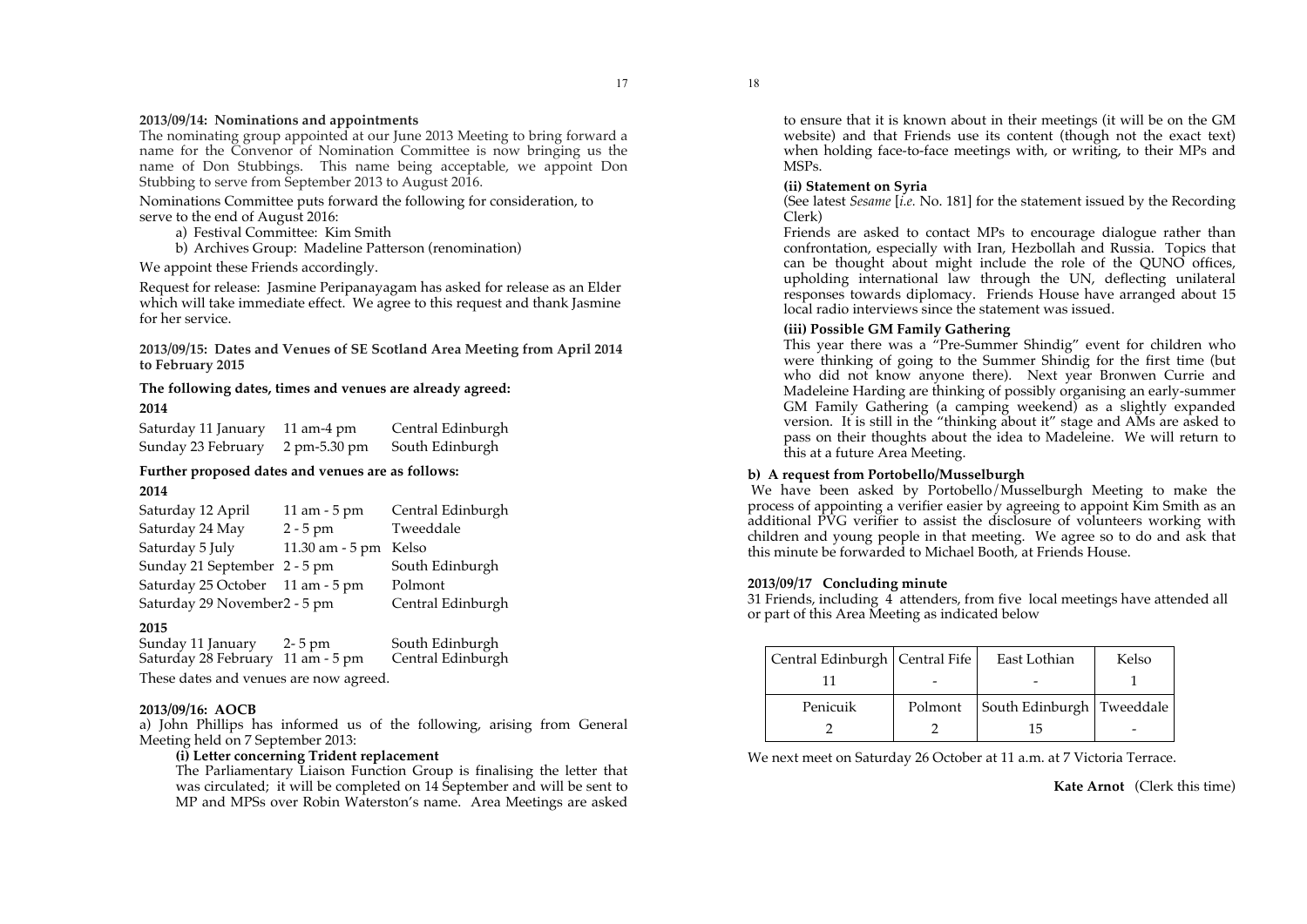**2013/09/14: Nominations and appointments**

The nominating group appointed at our June 2013 Meeting to bring forward a name for the Convenor of Nomination Committee is now bringing us the name of Don Stubbings. This name being acceptable, we appoint Don Stubbing to serve from September 2013 to August 2016.

Nominations Committee puts forward the following for consideration, to serve to the end of August 2016:

a) Festival Committee: Kim Smith

b) Archives Group: Madeline Patterson (renomination)

We appoint these Friends accordingly.

Request for release: Jasmine Peripanayagam has asked for release as an Elder which will take immediate effect. We agree to this request and thank Jasmine for her service.

**2013/09/15: Dates and Venues of SE Scotland Area Meeting from April 2014 to February 2015**

**The following dates, times and venues are already agreed:**

**2014**

| | | |
|---|---|---|
| Saturday 11 January | 11 am-4 pm | Central Edinburgh |
| Sunday 23 February | 2 pm-5.30 pm | South Edinburgh |

**Further proposed dates and venues are as follows:**

**2014**

| | | |
|---|---|---|
| Saturday 12 April | 11 am - 5 pm | Central Edinburgh |
| Saturday 24 May | 2 - 5 pm | Tweeddale |
| Saturday 5 July | 11.30 am - 5 pm | Kelso |
| Sunday 21 September | 2 - 5 pm | South Edinburgh |
| Saturday 25 October | 11 am - 5 pm | Polmont |
| Saturday 29 November | 2 - 5 pm | Central Edinburgh |

**2015**

| | | |
|---|---|---|
| Sunday 11 January | 2- 5 pm | South Edinburgh |
| Saturday 28 February | 11 am - 5 pm | Central Edinburgh |

These dates and venues are now agreed.

**2013/09/16: AOCB**

a) John Phillips has informed us of the following, arising from General Meeting held on 7 September 2013:

**(i) Letter concerning Trident replacement**

The Parliamentary Liaison Function Group is finalising the letter that was circulated; it will be completed on 14 September and will be sent to MP and MPSs over Robin Waterston's name. Area Meetings are asked to ensure that it is known about in their meetings (it will be on the GM website) and that Friends use its content (though not the exact text) when holding face-to-face meetings with, or writing, to their MPs and MSPs.

**(ii) Statement on Syria**

(See latest *Sesame* [*i.e.* No. 181] for the statement issued by the Recording Clerk)

Friends are asked to contact MPs to encourage dialogue rather than confrontation, especially with Iran, Hezbollah and Russia. Topics that can be thought about might include the role of the QUNO offices, upholding international law through the UN, deflecting unilateral responses towards diplomacy. Friends House have arranged about 15 local radio interviews since the statement was issued.

**(iii) Possible GM Family Gathering**

This year there was a "Pre-Summer Shindig" event for children who were thinking of going to the Summer Shindig for the first time (but who did not know anyone there). Next year Bronwen Currie and Madeleine Harding are thinking of possibly organising an early-summer GM Family Gathering (a camping weekend) as a slightly expanded version. It is still in the "thinking about it" stage and AMs are asked to pass on their thoughts about the idea to Madeleine. We will return to this at a future Area Meeting.

**b) A request from Portobello/Musselburgh**

We have been asked by Portobello/Musselburgh Meeting to make the process of appointing a verifier easier by agreeing to appoint Kim Smith as an additional PVG verifier to assist the disclosure of volunteers working with children and young people in that meeting. We agree so to do and ask that this minute be forwarded to Michael Booth, at Friends House.

**2013/09/17 Concluding minute**

31 Friends, including 4 attenders, from five local meetings have attended all or part of this Area Meeting as indicated below

| Central Edinburgh | Central Fife | East Lothian | Kelso |
|---|---|---|---|
| 11 | - | - | 1 |
| Penicuik | Polmont | South Edinburgh | Tweeddale |
| 2 | 2 | 15 | - |

We next meet on Saturday 26 October at 11 a.m. at 7 Victoria Terrace.

**Kate Arnot** (Clerk this time)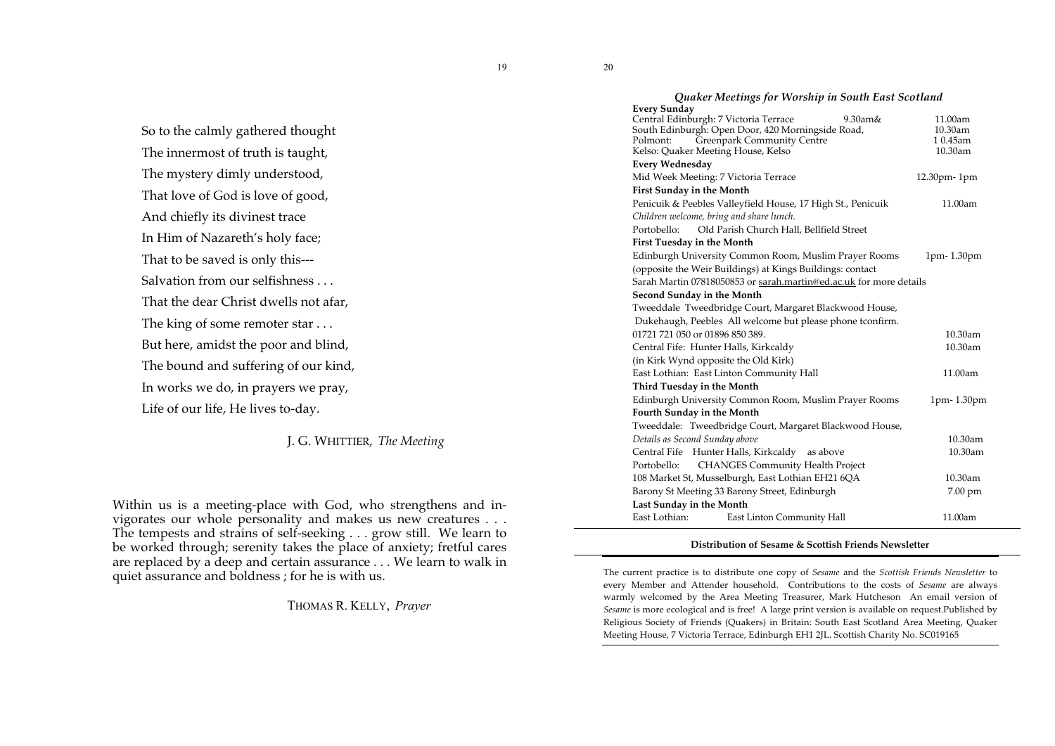So to the calmly gathered thought
The innermost of truth is taught,
The mystery dimly understood,
That love of God is love of good,
And chiefly its divinest trace
In Him of Nazareth's holy face;
That to be saved is only this---
Salvation from our selfishness . . .
That the dear Christ dwells not afar,
The king of some remoter star . . .
But here, amidst the poor and blind,
The bound and suffering of our kind,
In works we do, in prayers we pray,
Life of our life, He lives to-day.

J. G. WHITTIER, *The Meeting*

Within us is a meeting-place with God, who strengthens and invigorates our whole personality and makes us new creatures . . . The tempests and strains of self-seeking . . . grow still. We learn to be worked through; serenity takes the place of anxiety; fretful cares are replaced by a deep and certain assurance . . . We learn to walk in quiet assurance and boldness ; for he is with us.

THOMAS R. KELLY, *Prayer*

### *Quaker Meetings for Worship in South East Scotland*

| | |
|---|---|
| **Every Sunday** | |
| Central Edinburgh: 7 Victoria Terrace 9.30am& | 11.00am |
| South Edinburgh: Open Door, 420 Morningside Road, | 10.30am |
| Polmont: Greenpark Community Centre | 1 0.45am |
| Kelso: Quaker Meeting House, Kelso | 10.30am |
| **Every Wednesday** | |
| Mid Week Meeting: 7 Victoria Terrace | 12.30pm- 1pm |
| **First Sunday in the Month** | |
| Penicuik & Peebles Valleyfield House, 17 High St., Penicuik | 11.00am |
| *Children welcome, bring and share lunch.* | |
| Portobello: Old Parish Church Hall, Bellfield Street | |
| **First Tuesday in the Month** | |
| Edinburgh University Common Room, Muslim Prayer Rooms | 1pm- 1.30pm |
| (opposite the Weir Buildings) at Kings Buildings: contact | |
| Sarah Martin 07818050853 or sarah.martin@ed.ac.uk for more details | |
| **Second Sunday in the Month** | |
| Tweeddale Tweedbridge Court, Margaret Blackwood House, | |
| Dukehaugh, Peebles All welcome but please phone tconfirm. | |
| 01721 721 050 or 01896 850 389. | 10.30am |
| Central Fife: Hunter Halls, Kirkcaldy | 10.30am |
| (in Kirk Wynd opposite the Old Kirk) | |
| East Lothian: East Linton Community Hall | 11.00am |
| **Third Tuesday in the Month** | |
| Edinburgh University Common Room, Muslim Prayer Rooms | 1pm- 1.30pm |
| **Fourth Sunday in the Month** | |
| Tweeddale: Tweedbridge Court, Margaret Blackwood House, | |
| *Details as Second Sunday above* | 10.30am |
| Central Fife Hunter Halls, Kirkcaldy as above | 10.30am |
| Portobello: CHANGES Community Health Project | |
| 108 Market St, Musselburgh, East Lothian EH21 6QA | 10.30am |
| Barony St Meeting 33 Barony Street, Edinburgh | 7.00 pm |
| **Last Sunday in the Month** | |
| East Lothian: East Linton Community Hall | 11.00am |

**Distribution of Sesame & Scottish Friends Newsletter**

The current practice is to distribute one copy of *Sesame* and the *Scottish Friends Newsletter* to every Member and Attender household. Contributions to the costs of *Sesame* are always warmly welcomed by the Area Meeting Treasurer, Mark Hutcheson An email version of *Sesame* is more ecological and is free! A large print version is available on request.Published by Religious Society of Friends (Quakers) in Britain: South East Scotland Area Meeting, Quaker Meeting House, 7 Victoria Terrace, Edinburgh EH1 2JL. Scottish Charity No. SC019165